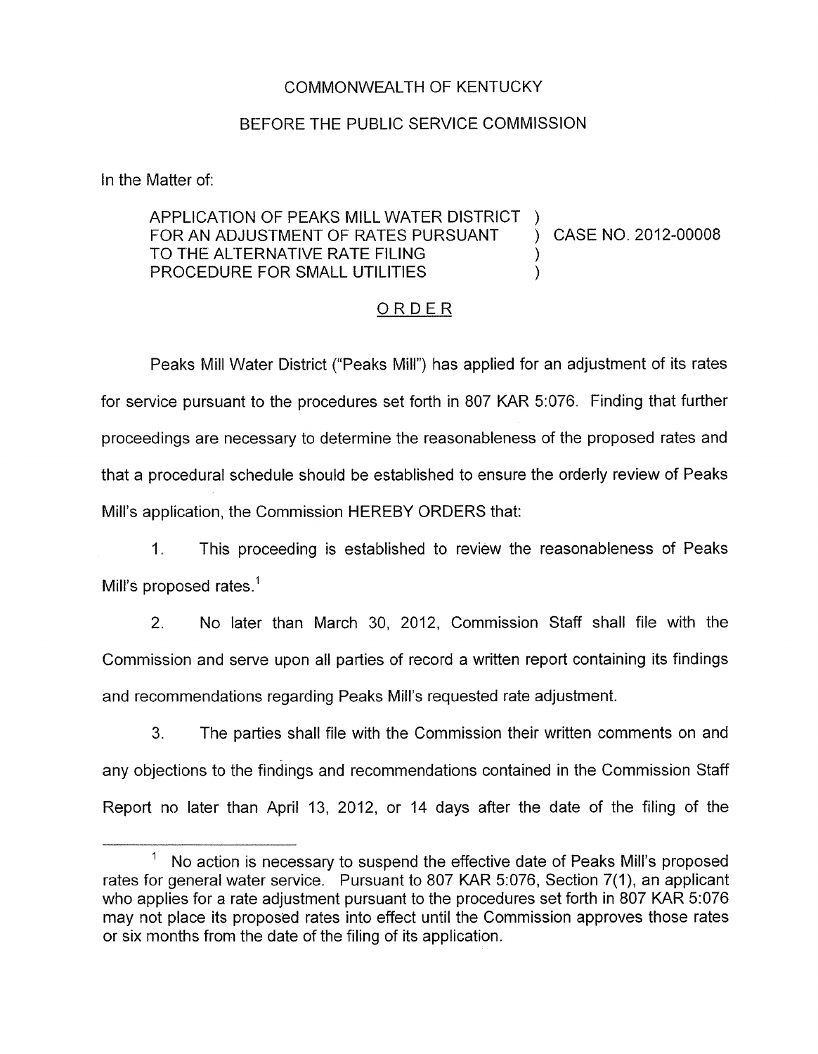COMMONWEALTH OF KENTUCKY

BEFORE THE PUBLIC SERVICE COMMISSION

In the Matter of:

APPLICATION OF PEAKS MILL WATER DISTRICT FOR AN ADJUSTMENT OF RATES PURSUANT TO THE ALTERNATIVE RATE FILING PROCEDURE FOR SMALL UTILITIES ) CASE NO. 2012-00008

ORDER

Peaks Mill Water District ("Peaks Mill") has applied for an adjustment of its rates for service pursuant to the procedures set forth in 807 KAR 5:076. Finding that further proceedings are necessary to determine the reasonableness of the proposed rates and that a procedural schedule should be established to ensure the orderly review of Peaks Mill's application, the Commission HEREBY ORDERS that:

1. This proceeding is established to review the reasonableness of Peaks Mill's proposed rates.[1]

2. No later than March 30, 2012, Commission Staff shall file with the Commission and serve upon all parties of record a written report containing its findings and recommendations regarding Peaks Mill's requested rate adjustment.

3. The parties shall file with the Commission their written comments on and any objections to the findings and recommendations contained in the Commission Staff Report no later than April 13, 2012, or 14 days after the date of the filing of the

---

[1] No action is necessary to suspend the effective date of Peaks Mill's proposed rates for general water service. Pursuant to 807 KAR 5:076, Section 7(1), an applicant who applies for a rate adjustment pursuant to the procedures set forth in 807 KAR 5:076 may not place its proposed rates into effect until the Commission approves those rates or six months from the date of the filing of its application.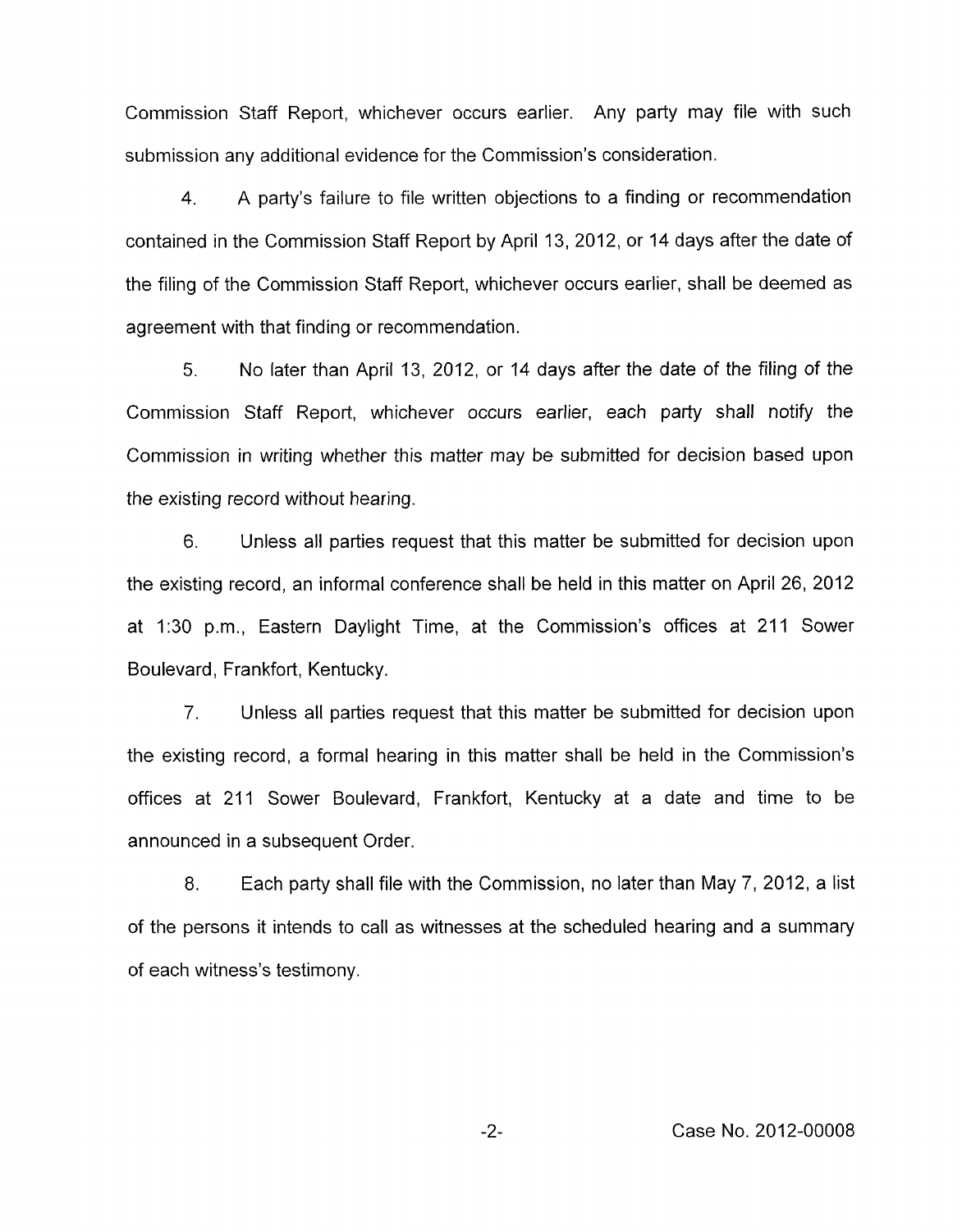Commission Staff Report, whichever occurs earlier. Any party may file with such submission any additional evidence for the Commission's consideration.

4. A party's failure to file written objections to a finding or recommendation contained in the Commission Staff Report by April 13, 2012, or 14 days after the date of the filing of the Commission Staff Report, whichever occurs earlier, shall be deemed as agreement with that finding or recommendation.

5. No later than April 13, 2012, or 14 days after the date of the filing of the Commission Staff Report, whichever occurs earlier, each party shall notify the Commission in writing whether this matter may be submitted for decision based upon the existing record without hearing.

6. Unless all parties request that this matter be submitted for decision upon the existing record, an informal conference shall be held in this matter on April 26, 2012 at 1:30 p.m., Eastern Daylight Time, at the Commission's offices at 211 Sower Boulevard, Frankfort, Kentucky.

7. Unless all parties request that this matter be submitted for decision upon the existing record, a formal hearing in this matter shall be held in the Commission's offices at 211 Sower Boulevard, Frankfort, Kentucky at a date and time to be announced in a subsequent Order.

8. Each party shall file with the Commission, no later than May 7, 2012, a list of the persons it intends to call as witnesses at the scheduled hearing and a summary of each witness's testimony.

Case No. 2012-00008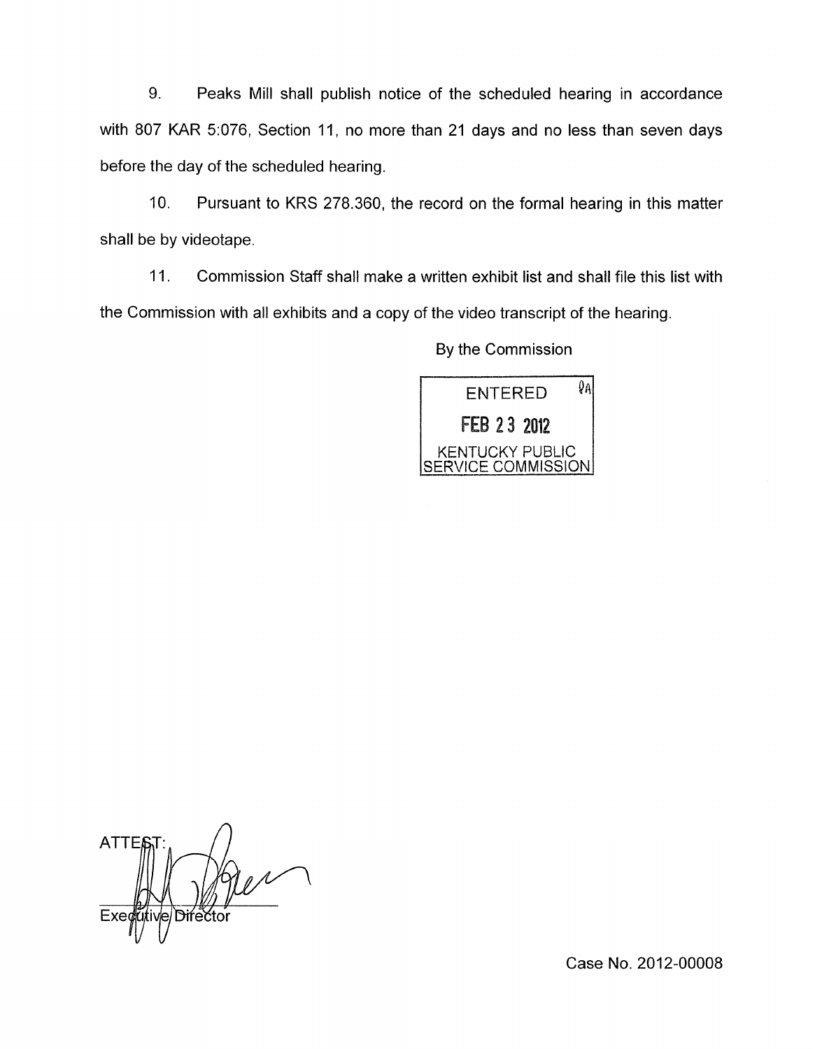9. Peaks Mill shall publish notice of the scheduled hearing in accordance with 807 KAR 5:076, Section 11, no more than 21 days and no less than seven days before the day of the scheduled hearing.

10. Pursuant to KRS 278.360, the record on the formal hearing in this matter shall be by videotape.

11. Commission Staff shall make a written exhibit list and shall file this list with the Commission with all exhibits and a copy of the video transcript of the hearing.

By the Commission

ENTERED
FEB 23 2012
KENTUCKY PUBLIC SERVICE COMMISSION

ATTEST:

Executive Director

Case No. 2012-00008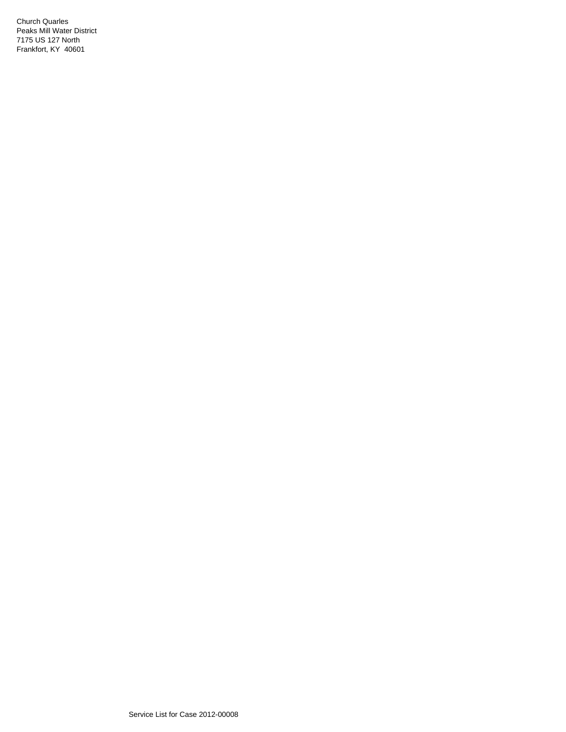Church Quarles
Peaks Mill Water District
7175 US 127 North
Frankfort, KY  40601